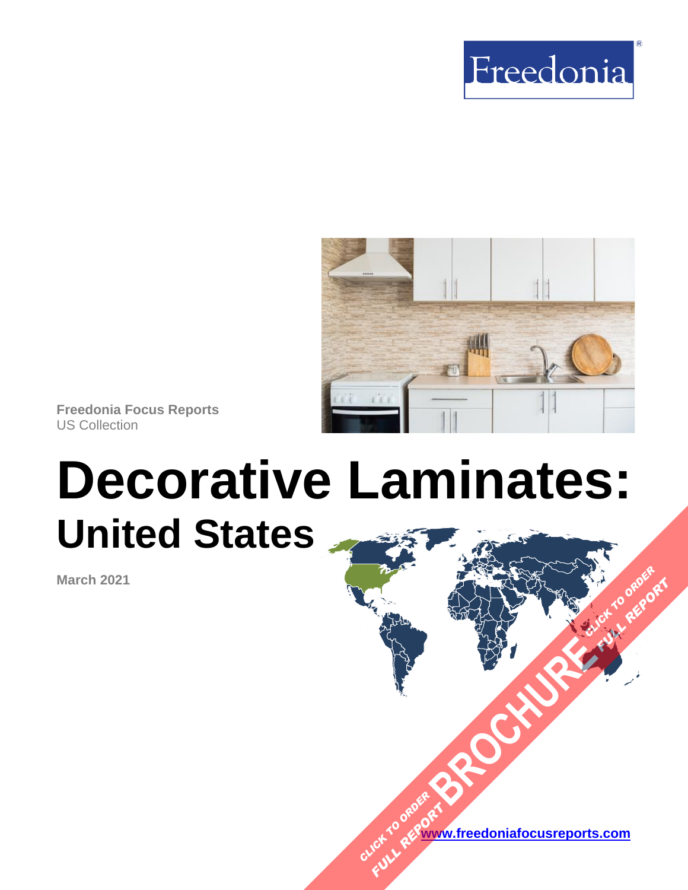Freedonia®

Freedonia Focus Reports
US Collection

# Decorative Laminates:
## United States

**March 2021**

CLICK TO ORDER FULL REPORT BROCHURE CLICK TO ORDER FULL REPORT

[www.freedoniafocusreports.com](http://www.freedoniafocusreports.com)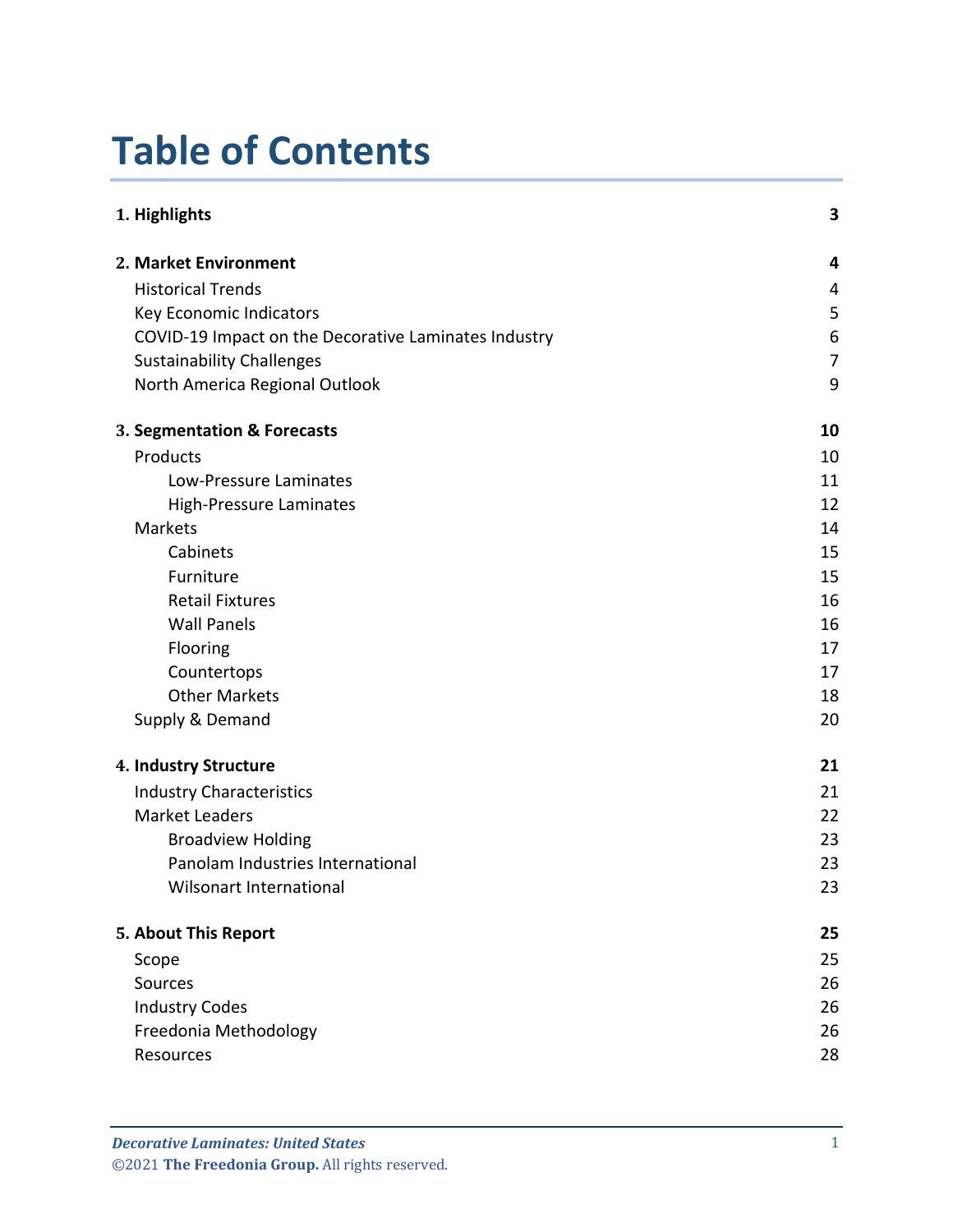# Table of Contents

| | |
|---|---|
| **1. Highlights** | **3** |
| **2. Market Environment** | **4** |
| Historical Trends | 4 |
| Key Economic Indicators | 5 |
| COVID-19 Impact on the Decorative Laminates Industry | 6 |
| Sustainability Challenges | 7 |
| North America Regional Outlook | 9 |
| **3. Segmentation & Forecasts** | **10** |
| Products | 10 |
| Low-Pressure Laminates | 11 |
| High-Pressure Laminates | 12 |
| Markets | 14 |
| Cabinets | 15 |
| Furniture | 15 |
| Retail Fixtures | 16 |
| Wall Panels | 16 |
| Flooring | 17 |
| Countertops | 17 |
| Other Markets | 18 |
| Supply & Demand | 20 |
| **4. Industry Structure** | **21** |
| Industry Characteristics | 21 |
| Market Leaders | 22 |
| Broadview Holding | 23 |
| Panolam Industries International | 23 |
| Wilsonart International | 23 |
| **5. About This Report** | **25** |
| Scope | 25 |
| Sources | 26 |
| Industry Codes | 26 |
| Freedonia Methodology | 26 |
| Resources | 28 |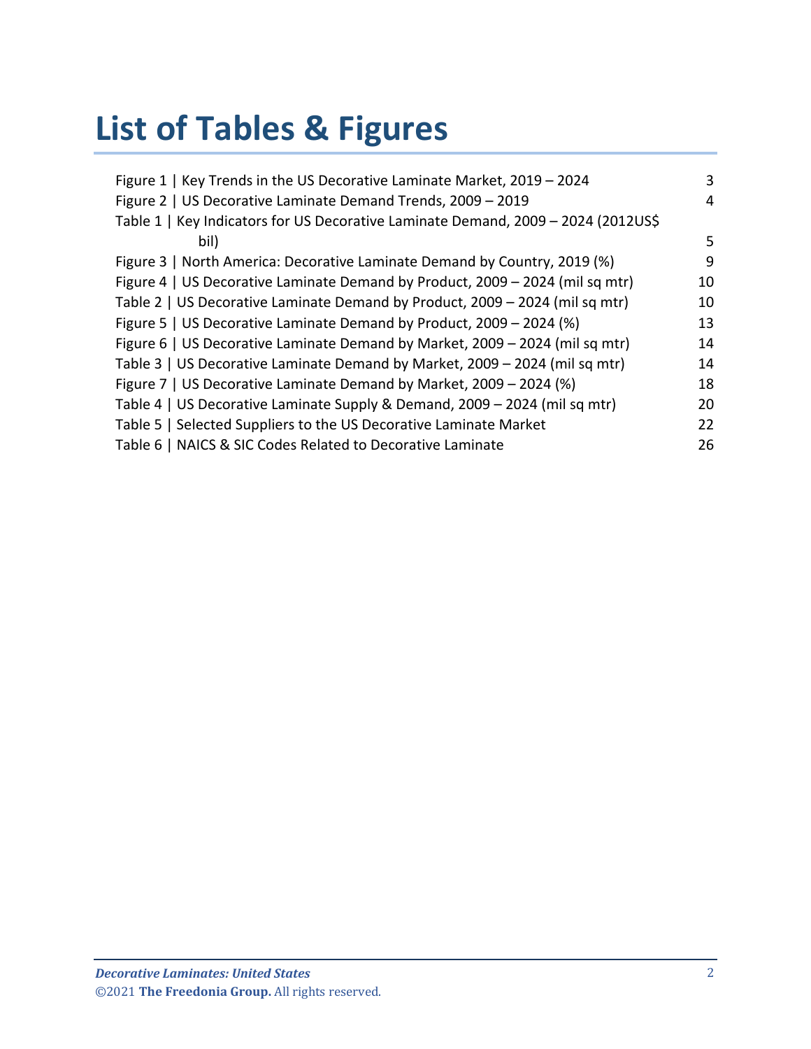# List of Tables & Figures

| | |
|---|---|
| Figure 1 \| Key Trends in the US Decorative Laminate Market, 2019 – 2024 | 3 |
| Figure 2 \| US Decorative Laminate Demand Trends, 2009 – 2019 | 4 |
| Table 1 \| Key Indicators for US Decorative Laminate Demand, 2009 – 2024 (2012US$ bil) | 5 |
| Figure 3 \| North America: Decorative Laminate Demand by Country, 2019 (%) | 9 |
| Figure 4 \| US Decorative Laminate Demand by Product, 2009 – 2024 (mil sq mtr) | 10 |
| Table 2 \| US Decorative Laminate Demand by Product, 2009 – 2024 (mil sq mtr) | 10 |
| Figure 5 \| US Decorative Laminate Demand by Product, 2009 – 2024 (%) | 13 |
| Figure 6 \| US Decorative Laminate Demand by Market, 2009 – 2024 (mil sq mtr) | 14 |
| Table 3 \| US Decorative Laminate Demand by Market, 2009 – 2024 (mil sq mtr) | 14 |
| Figure 7 \| US Decorative Laminate Demand by Market, 2009 – 2024 (%) | 18 |
| Table 4 \| US Decorative Laminate Supply & Demand, 2009 – 2024 (mil sq mtr) | 20 |
| Table 5 \| Selected Suppliers to the US Decorative Laminate Market | 22 |
| Table 6 \| NAICS & SIC Codes Related to Decorative Laminate | 26 |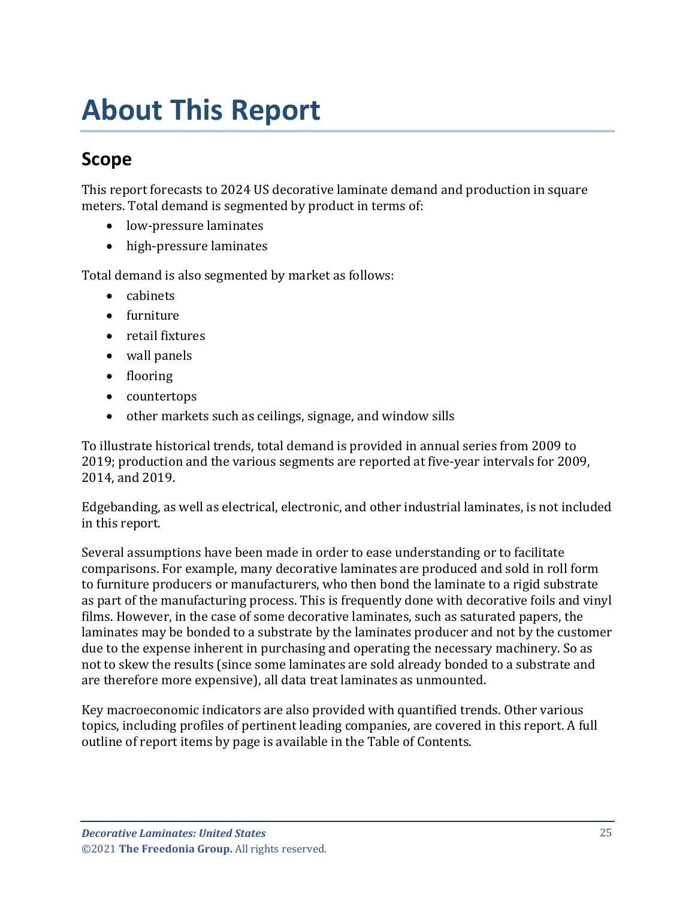# About This Report

## Scope

This report forecasts to 2024 US decorative laminate demand and production in square meters. Total demand is segmented by product in terms of:

- low-pressure laminates
- high-pressure laminates

Total demand is also segmented by market as follows:

- cabinets
- furniture
- retail fixtures
- wall panels
- flooring
- countertops
- other markets such as ceilings, signage, and window sills

To illustrate historical trends, total demand is provided in annual series from 2009 to 2019; production and the various segments are reported at five-year intervals for 2009, 2014, and 2019.

Edgebanding, as well as electrical, electronic, and other industrial laminates, is not included in this report.

Several assumptions have been made in order to ease understanding or to facilitate comparisons. For example, many decorative laminates are produced and sold in roll form to furniture producers or manufacturers, who then bond the laminate to a rigid substrate as part of the manufacturing process. This is frequently done with decorative foils and vinyl films. However, in the case of some decorative laminates, such as saturated papers, the laminates may be bonded to a substrate by the laminates producer and not by the customer due to the expense inherent in purchasing and operating the necessary machinery. So as not to skew the results (since some laminates are sold already bonded to a substrate and are therefore more expensive), all data treat laminates as unmounted.

Key macroeconomic indicators are also provided with quantified trends. Other various topics, including profiles of pertinent leading companies, are covered in this report. A full outline of report items by page is available in the Table of Contents.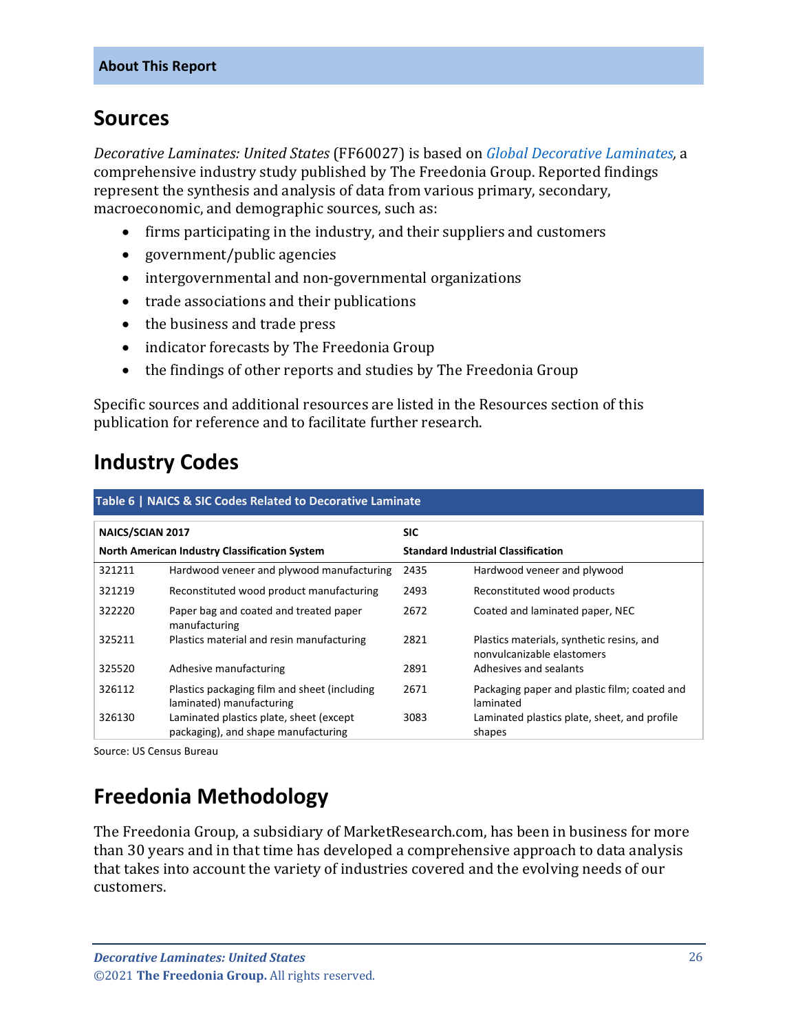## Sources

*Decorative Laminates: United States* (FF60027) is based on *Global Decorative Laminates,* a comprehensive industry study published by The Freedonia Group. Reported findings represent the synthesis and analysis of data from various primary, secondary, macroeconomic, and demographic sources, such as:

- firms participating in the industry, and their suppliers and customers
- government/public agencies
- intergovernmental and non-governmental organizations
- trade associations and their publications
- the business and trade press
- indicator forecasts by The Freedonia Group
- the findings of other reports and studies by The Freedonia Group

Specific sources and additional resources are listed in the Resources section of this publication for reference and to facilitate further research.

## Industry Codes

**Table 6 | NAICS & SIC Codes Related to Decorative Laminate**

| **NAICS/SCIAN 2017** | | **SIC** | |
|---|---|---|---|
| **North American Industry Classification System** | | **Standard Industrial Classification** | |
| 321211 | Hardwood veneer and plywood manufacturing | 2435 | Hardwood veneer and plywood |
| 321219 | Reconstituted wood product manufacturing | 2493 | Reconstituted wood products |
| 322220 | Paper bag and coated and treated paper manufacturing | 2672 | Coated and laminated paper, NEC |
| 325211 | Plastics material and resin manufacturing | 2821 | Plastics materials, synthetic resins, and nonvulcanizable elastomers |
| 325520 | Adhesive manufacturing | 2891 | Adhesives and sealants |
| 326112 | Plastics packaging film and sheet (including laminated) manufacturing | 2671 | Packaging paper and plastic film; coated and laminated |
| 326130 | Laminated plastics plate, sheet (except packaging), and shape manufacturing | 3083 | Laminated plastics plate, sheet, and profile shapes |

Source: US Census Bureau

## Freedonia Methodology

The Freedonia Group, a subsidiary of MarketResearch.com, has been in business for more than 30 years and in that time has developed a comprehensive approach to data analysis that takes into account the variety of industries covered and the evolving needs of our customers.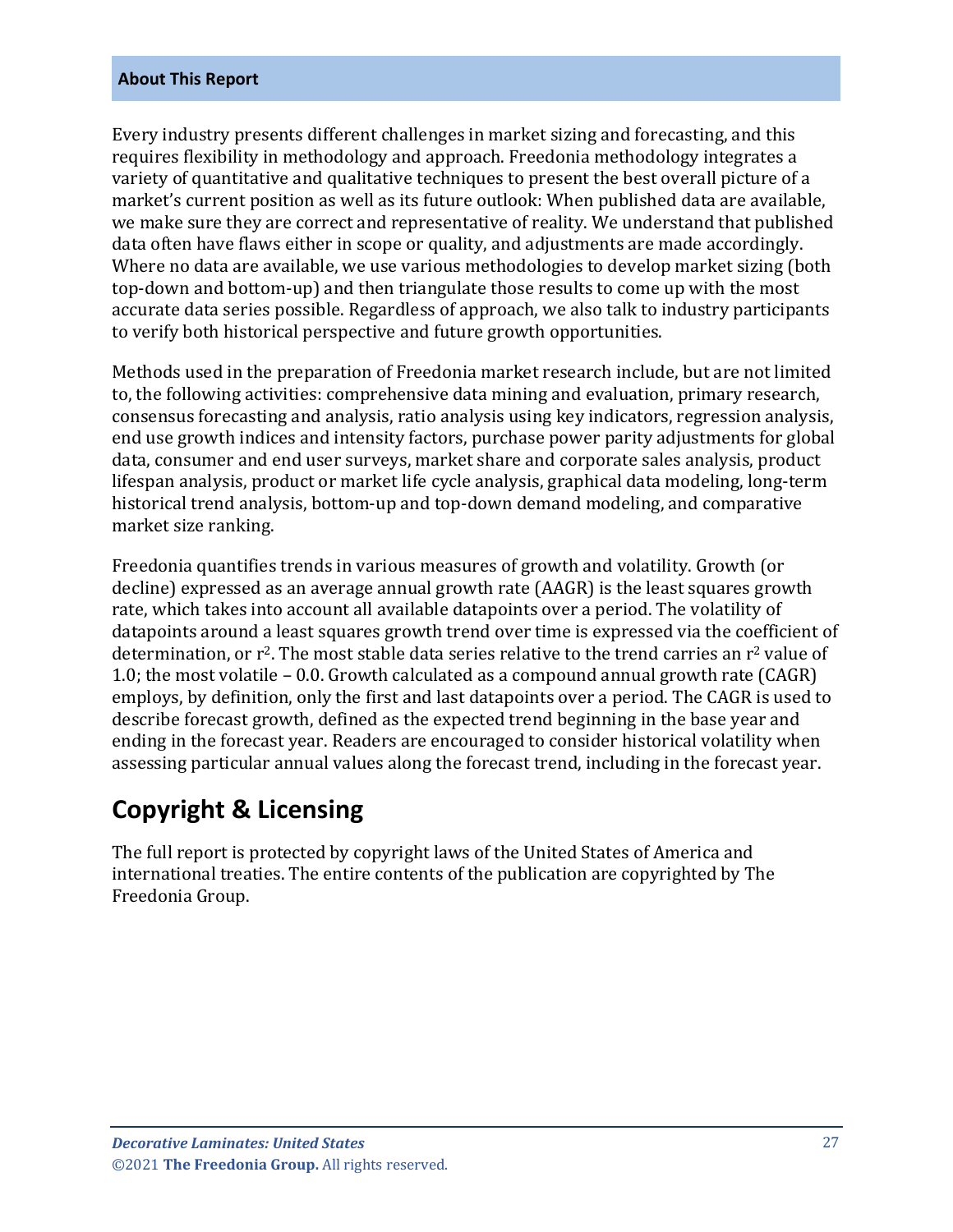## About This Report

Every industry presents different challenges in market sizing and forecasting, and this requires flexibility in methodology and approach. Freedonia methodology integrates a variety of quantitative and qualitative techniques to present the best overall picture of a market's current position as well as its future outlook: When published data are available, we make sure they are correct and representative of reality. We understand that published data often have flaws either in scope or quality, and adjustments are made accordingly. Where no data are available, we use various methodologies to develop market sizing (both top-down and bottom-up) and then triangulate those results to come up with the most accurate data series possible. Regardless of approach, we also talk to industry participants to verify both historical perspective and future growth opportunities.

Methods used in the preparation of Freedonia market research include, but are not limited to, the following activities: comprehensive data mining and evaluation, primary research, consensus forecasting and analysis, ratio analysis using key indicators, regression analysis, end use growth indices and intensity factors, purchase power parity adjustments for global data, consumer and end user surveys, market share and corporate sales analysis, product lifespan analysis, product or market life cycle analysis, graphical data modeling, long-term historical trend analysis, bottom-up and top-down demand modeling, and comparative market size ranking.

Freedonia quantifies trends in various measures of growth and volatility. Growth (or decline) expressed as an average annual growth rate (AAGR) is the least squares growth rate, which takes into account all available datapoints over a period. The volatility of datapoints around a least squares growth trend over time is expressed via the coefficient of determination, or $r^2$. The most stable data series relative to the trend carries an $r^2$ value of 1.0; the most volatile – 0.0. Growth calculated as a compound annual growth rate (CAGR) employs, by definition, only the first and last datapoints over a period. The CAGR is used to describe forecast growth, defined as the expected trend beginning in the base year and ending in the forecast year. Readers are encouraged to consider historical volatility when assessing particular annual values along the forecast trend, including in the forecast year.

# Copyright & Licensing

The full report is protected by copyright laws of the United States of America and international treaties. The entire contents of the publication are copyrighted by The Freedonia Group.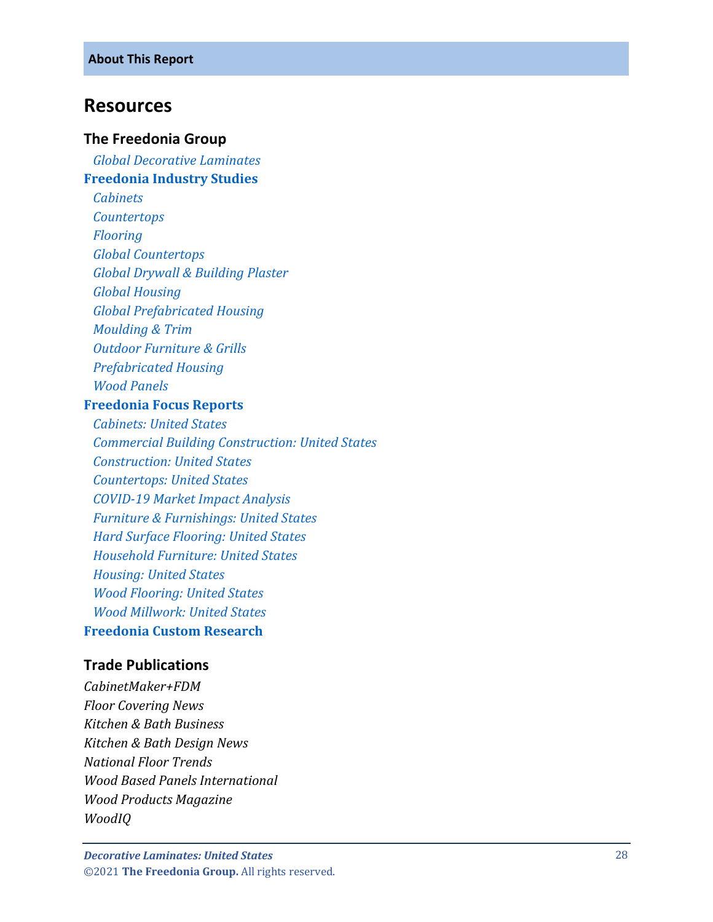## Resources

### The Freedonia Group

*Global Decorative Laminates*

**Freedonia Industry Studies**

*Cabinets*
*Countertops*
*Flooring*
*Global Countertops*
*Global Drywall & Building Plaster*
*Global Housing*
*Global Prefabricated Housing*
*Moulding & Trim*
*Outdoor Furniture & Grills*
*Prefabricated Housing*
*Wood Panels*

**Freedonia Focus Reports**

*Cabinets: United States*
*Commercial Building Construction: United States*
*Construction: United States*
*Countertops: United States*
*COVID-19 Market Impact Analysis*
*Furniture & Furnishings: United States*
*Hard Surface Flooring: United States*
*Household Furniture: United States*
*Housing: United States*
*Wood Flooring: United States*
*Wood Millwork: United States*

**Freedonia Custom Research**

### Trade Publications

*CabinetMaker+FDM*
*Floor Covering News*
*Kitchen & Bath Business*
*Kitchen & Bath Design News*
*National Floor Trends*
*Wood Based Panels International*
*Wood Products Magazine*
*WoodIQ*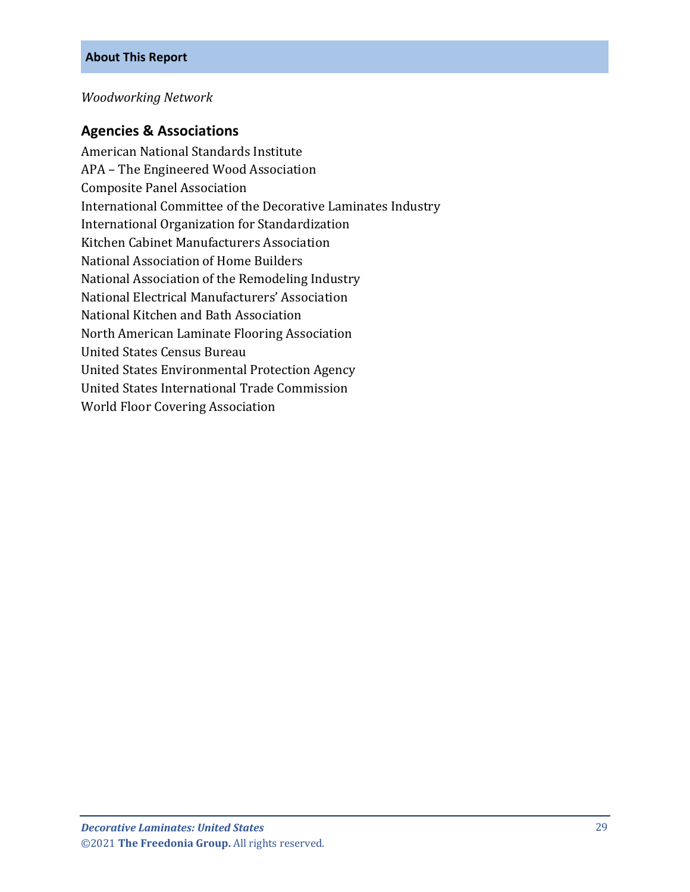*Woodworking Network*

## Agencies & Associations

American National Standards Institute
APA – The Engineered Wood Association
Composite Panel Association
International Committee of the Decorative Laminates Industry
International Organization for Standardization
Kitchen Cabinet Manufacturers Association
National Association of Home Builders
National Association of the Remodeling Industry
National Electrical Manufacturers' Association
National Kitchen and Bath Association
North American Laminate Flooring Association
United States Census Bureau
United States Environmental Protection Agency
United States International Trade Commission
World Floor Covering Association